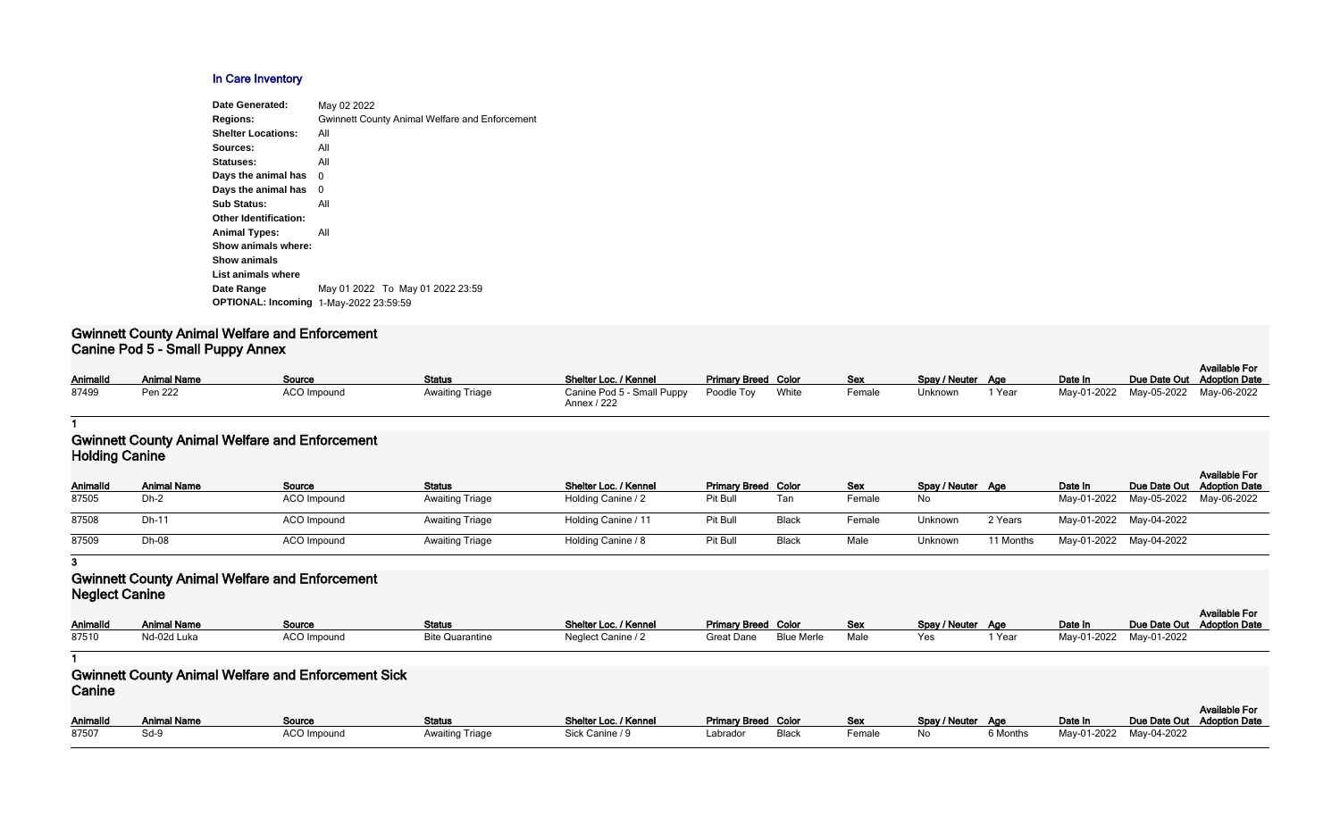# In Care Inventory

**Date Generated:** May 02 2022
**Regions:** Gwinnett County Animal Welfare and Enforcement
**Shelter Locations:** All
**Sources:** All
**Statuses:** All
**Days the animal has** 0
**Days the animal has** 0
**Sub Status:** All
**Other Identification:**
**Animal Types:** All
**Show animals where:**
**Show animals**
**List animals where**
**Date Range** May 01 2022 To May 01 2022 23:59
**OPTIONAL: Incoming** 1-May-2022 23:59:59

## Gwinnett County Animal Welfare and Enforcement
## Canine Pod 5 - Small Puppy Annex

| AnimalId | Animal Name | Source | Status | Shelter Loc. / Kennel | Primary Breed | Color | Sex | Spay / Neuter | Age | Date In | Due Date Out | Available For Adoption Date |
|---|---|---|---|---|---|---|---|---|---|---|---|---|
| 87499 | Pen 222 | ACO Impound | Awaiting Triage | Canine Pod 5 - Small Puppy Annex / 222 | Poodle Toy | White | Female | Unknown | 1 Year | May-01-2022 | May-05-2022 | May-06-2022 |

**1**

## Gwinnett County Animal Welfare and Enforcement
## Holding Canine

| AnimalId | Animal Name | Source | Status | Shelter Loc. / Kennel | Primary Breed | Color | Sex | Spay / Neuter | Age | Date In | Due Date Out | Available For Adoption Date |
|---|---|---|---|---|---|---|---|---|---|---|---|---|
| 87505 | Dh-2 | ACO Impound | Awaiting Triage | Holding Canine / 2 | Pit Bull | Tan | Female | No | | May-01-2022 | May-05-2022 | May-06-2022 |
| 87508 | Dh-11 | ACO Impound | Awaiting Triage | Holding Canine / 11 | Pit Bull | Black | Female | Unknown | 2 Years | May-01-2022 | May-04-2022 | |
| 87509 | Dh-08 | ACO Impound | Awaiting Triage | Holding Canine / 8 | Pit Bull | Black | Male | Unknown | 11 Months | May-01-2022 | May-04-2022 | |

**3**

## Gwinnett County Animal Welfare and Enforcement
## Neglect Canine

| AnimalId | Animal Name | Source | Status | Shelter Loc. / Kennel | Primary Breed | Color | Sex | Spay / Neuter | Age | Date In | Due Date Out | Available For Adoption Date |
|---|---|---|---|---|---|---|---|---|---|---|---|---|
| 87510 | Nd-02d Luka | ACO Impound | Bite Quarantine | Neglect Canine / 2 | Great Dane | Blue Merle | Male | Yes | 1 Year | May-01-2022 | May-01-2022 | |

**1**

## Gwinnett County Animal Welfare and Enforcement Sick Canine

| AnimalId | Animal Name | Source | Status | Shelter Loc. / Kennel | Primary Breed | Color | Sex | Spay / Neuter | Age | Date In | Due Date Out | Available For Adoption Date |
|---|---|---|---|---|---|---|---|---|---|---|---|---|
| 87507 | Sd-9 | ACO Impound | Awaiting Triage | Sick Canine / 9 | Labrador | Black | Female | No | 6 Months | May-01-2022 | May-04-2022 | |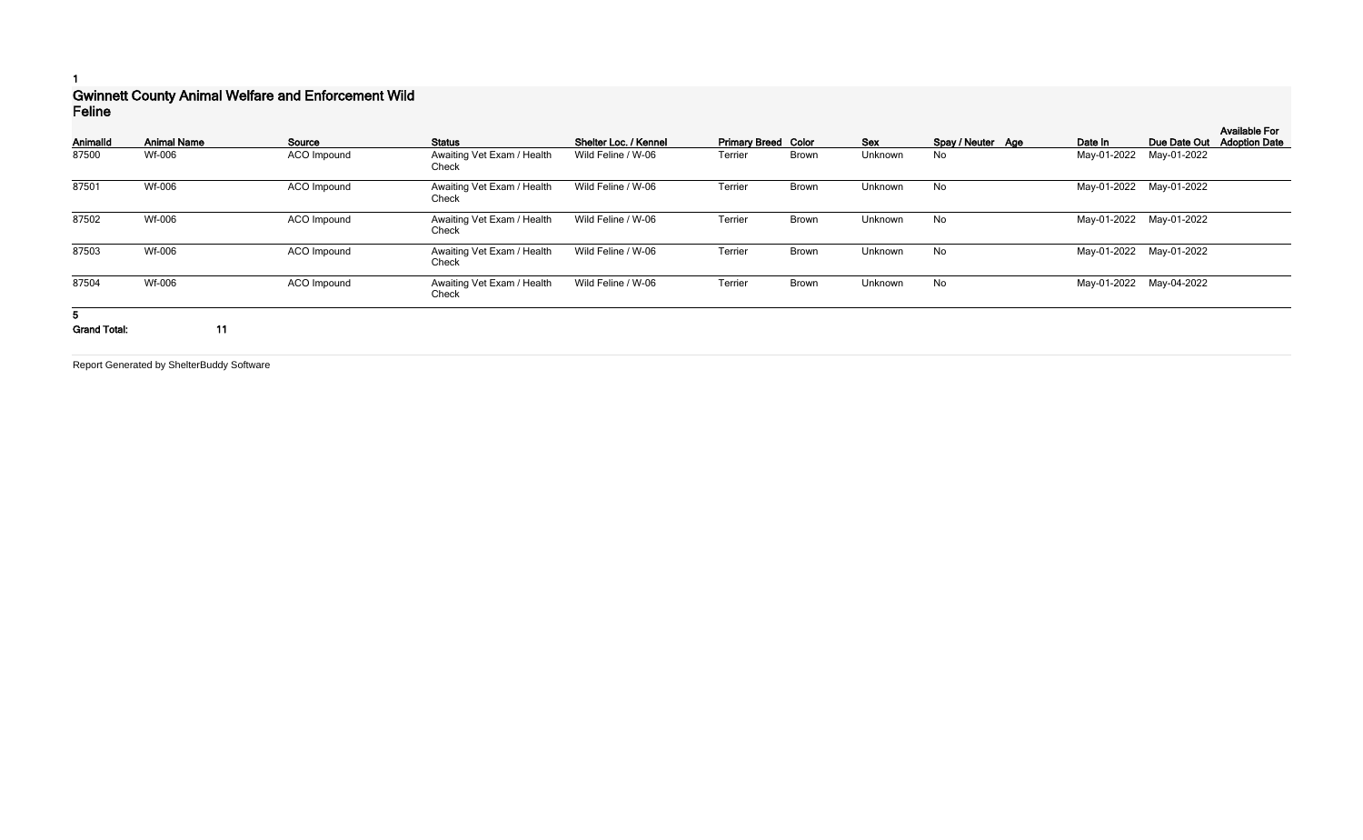1

## Gwinnett County Animal Welfare and Enforcement Wild Feline

| AnimalId | Animal Name | Source | Status | Shelter Loc. / Kennel | Primary Breed | Color | Sex | Spay / Neuter | Age | Date In | Due Date Out | Available For Adoption Date |
|---|---|---|---|---|---|---|---|---|---|---|---|---|
| 87500 | Wf-006 | ACO Impound | Awaiting Vet Exam / Health Check | Wild Feline / W-06 | Terrier | Brown | Unknown | No | | May-01-2022 | May-01-2022 | |
| 87501 | Wf-006 | ACO Impound | Awaiting Vet Exam / Health Check | Wild Feline / W-06 | Terrier | Brown | Unknown | No | | May-01-2022 | May-01-2022 | |
| 87502 | Wf-006 | ACO Impound | Awaiting Vet Exam / Health Check | Wild Feline / W-06 | Terrier | Brown | Unknown | No | | May-01-2022 | May-01-2022 | |
| 87503 | Wf-006 | ACO Impound | Awaiting Vet Exam / Health Check | Wild Feline / W-06 | Terrier | Brown | Unknown | No | | May-01-2022 | May-01-2022 | |
| 87504 | Wf-006 | ACO Impound | Awaiting Vet Exam / Health Check | Wild Feline / W-06 | Terrier | Brown | Unknown | No | | May-01-2022 | May-04-2022 | |

5

**Grand Total:** 11

Report Generated by ShelterBuddy Software